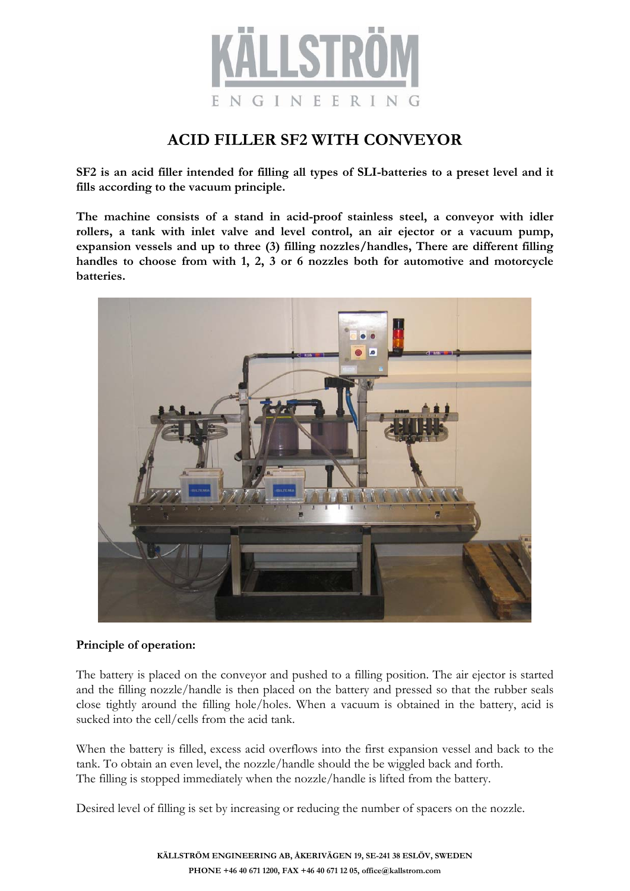# ACID FILLER SF2 WITH CONVEYOR

**SF2 is an acid filler intended for filling all types of SLI-batteries to a preset level and it fills according to the vacuum principle.**

**The machine consists of a stand in acid-proof stainless steel, a conveyor with idler rollers, a tank with inlet valve and level control, an air ejector or a vacuum pump, expansion vessels and up to three (3) filling nozzles/handles, There are different filling handles to choose from with 1, 2, 3 or 6 nozzles both for automotive and motorcycle batteries.**

**Principle of operation:**

The battery is placed on the conveyor and pushed to a filling position. The air ejector is started and the filling nozzle/handle is then placed on the battery and pressed so that the rubber seals close tightly around the filling hole/holes. When a vacuum is obtained in the battery, acid is sucked into the cell/cells from the acid tank.

When the battery is filled, excess acid overflows into the first expansion vessel and back to the tank. To obtain an even level, the nozzle/handle should the be wiggled back and forth.
The filling is stopped immediately when the nozzle/handle is lifted from the battery.

Desired level of filling is set by increasing or reducing the number of spacers on the nozzle.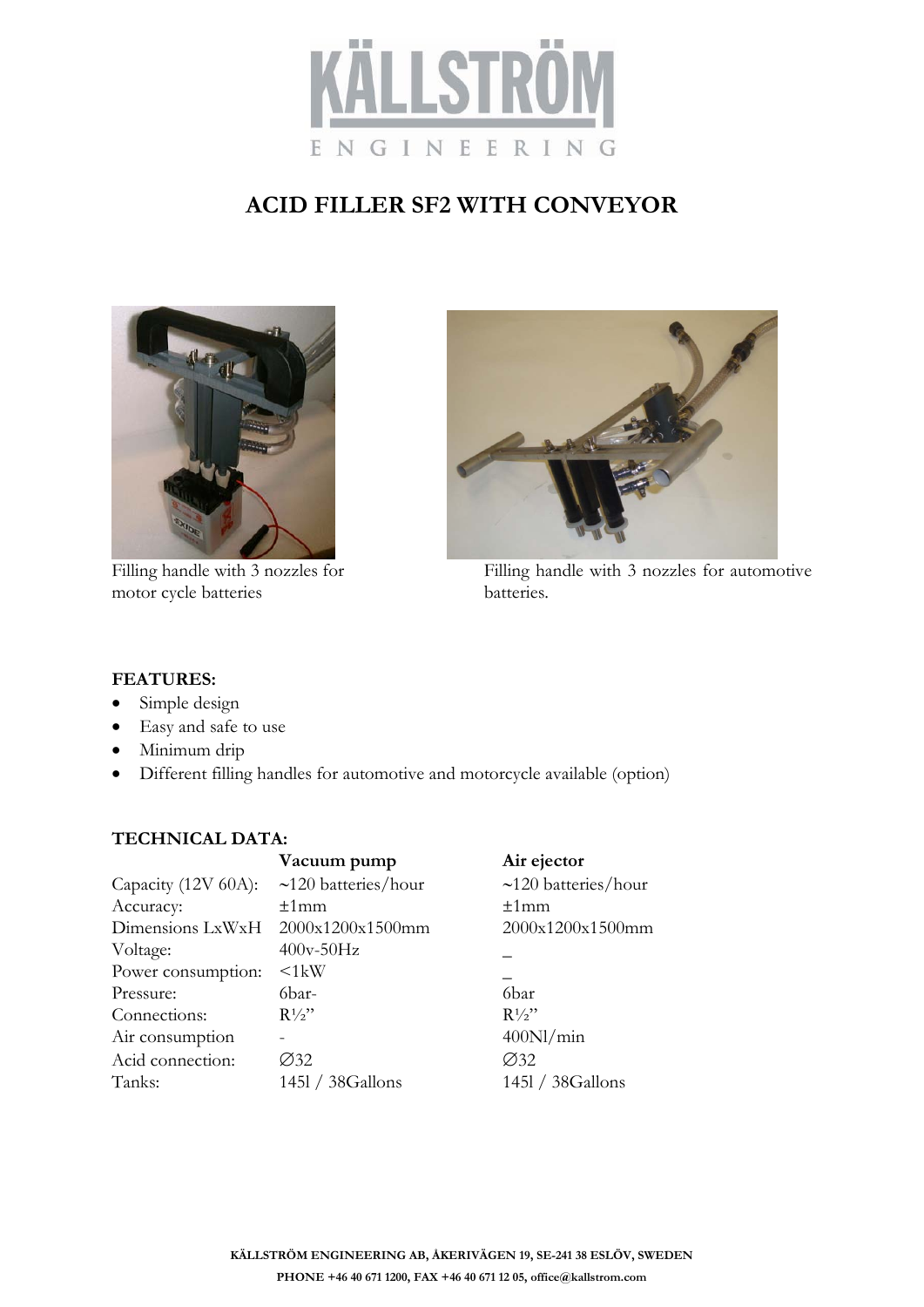# KÄLLSTRÖM

ENGINEERING

## ACID FILLER SF2 WITH CONVEYOR

Filling handle with 3 nozzles for motor cycle batteries

Filling handle with 3 nozzles for automotive batteries.

**FEATURES:**

- Simple design
- Easy and safe to use
- Minimum drip
- Different filling handles for automotive and motorcycle available (option)

**TECHNICAL DATA:**

| | Vacuum pump | Air ejector |
|---|---|---|
| Capacity (12V 60A): | ~120 batteries/hour | ~120 batteries/hour |
| Accuracy: | ±1mm | ±1mm |
| Dimensions LxWxH | 2000x1200x1500mm | 2000x1200x1500mm |
| Voltage: | 400v-50Hz | _ |
| Power consumption: | <1kW | _ |
| Pressure: | 6bar- | 6bar |
| Connections: | R½" | R½" |
| Air consumption | - | 400Nl/min |
| Acid connection: | ∅32 | ∅32 |
| Tanks: | 145l / 38Gallons | 145l / 38Gallons |

**KÄLLSTRÖM ENGINEERING AB, ÅKERIVÄGEN 19, SE-241 38 ESLÖV, SWEDEN**

**PHONE +46 40 671 1200, FAX +46 40 671 12 05, office@kallstrom.com**